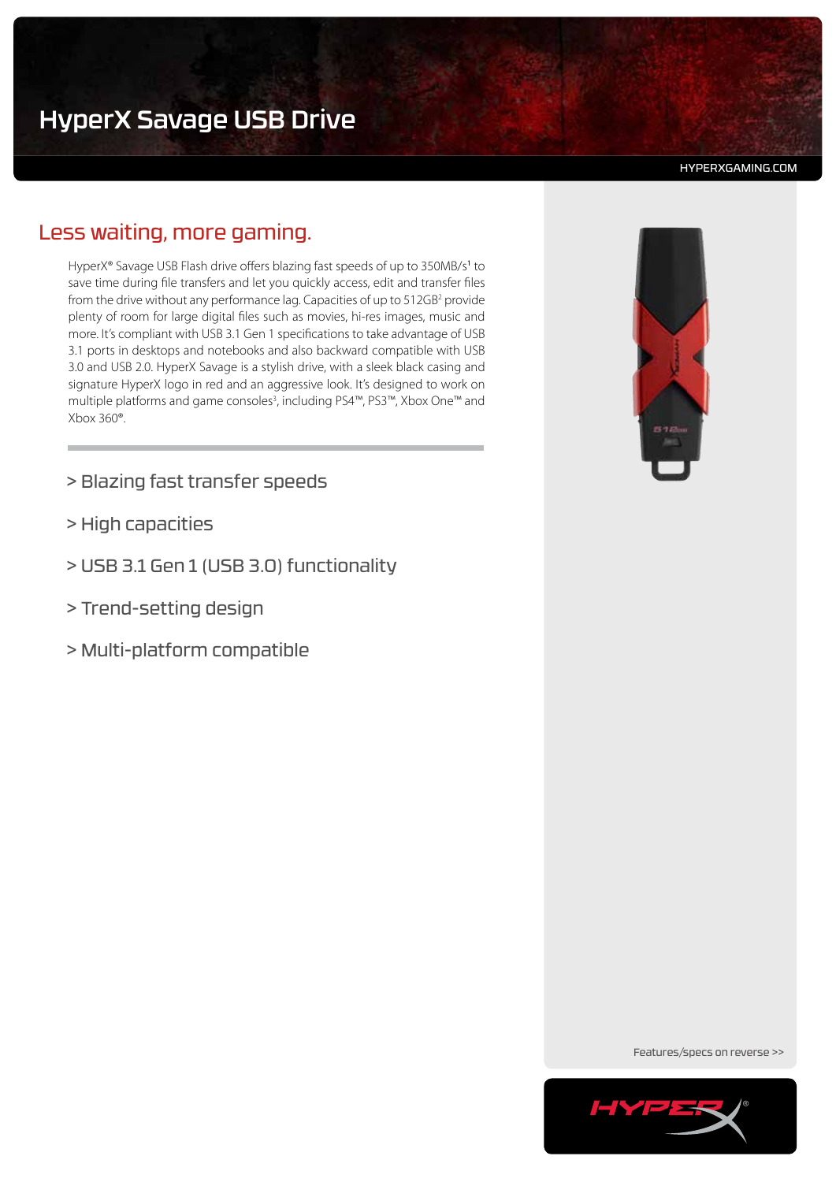# HyperX Savage USB Drive

HYPERXGAMING.COM

## Less waiting, more gaming.

HyperX® Savage USB Flash drive offers blazing fast speeds of up to 350MB/s[1] to save time during file transfers and let you quickly access, edit and transfer files from the drive without any performance lag. Capacities of up to 512GB[2] provide plenty of room for large digital files such as movies, hi-res images, music and more. It's compliant with USB 3.1 Gen 1 specifications to take advantage of USB 3.1 ports in desktops and notebooks and also backward compatible with USB 3.0 and USB 2.0. HyperX Savage is a stylish drive, with a sleek black casing and signature HyperX logo in red and an aggressive look. It's designed to work on multiple platforms and game consoles[3], including PS4™, PS3™, Xbox One™ and Xbox 360®.

> Blazing fast transfer speeds

> High capacities

> USB 3.1 Gen 1 (USB 3.0) functionality

> Trend-setting design

> Multi-platform compatible

Features/specs on reverse >>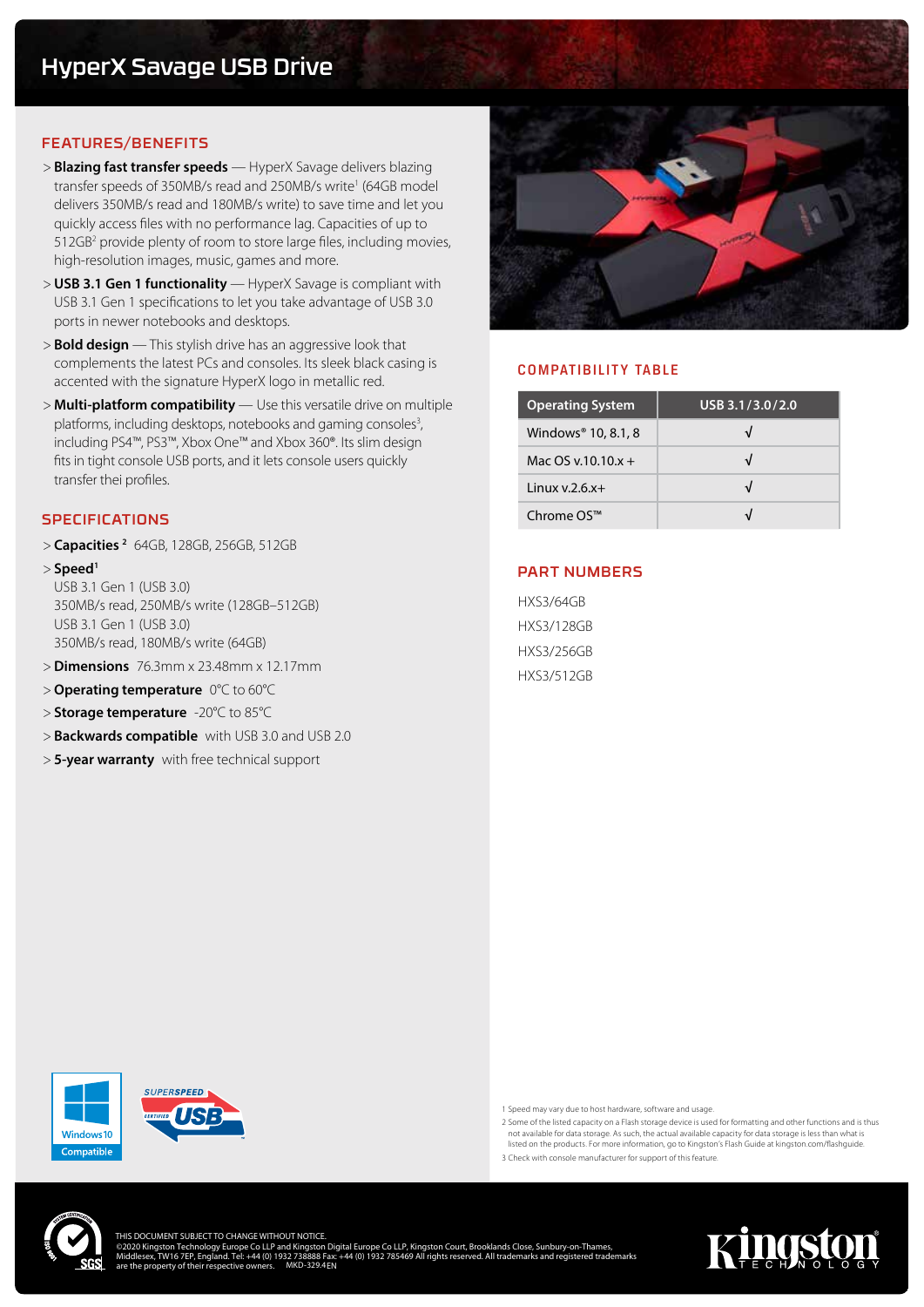# HyperX Savage USB Drive

## FEATURES/BENEFITS

- **Blazing fast transfer speeds** — HyperX Savage delivers blazing transfer speeds of 350MB/s read and 250MB/s write[1] (64GB model delivers 350MB/s read and 180MB/s write) to save time and let you quickly access files with no performance lag. Capacities of up to 512GB[2] provide plenty of room to store large files, including movies, high-resolution images, music, games and more.
- **USB 3.1 Gen 1 functionality** — HyperX Savage is compliant with USB 3.1 Gen 1 specifications to let you take advantage of USB 3.0 ports in newer notebooks and desktops.
- **Bold design** — This stylish drive has an aggressive look that complements the latest PCs and consoles. Its sleek black casing is accented with the signature HyperX logo in metallic red.
- **Multi-platform compatibility** — Use this versatile drive on multiple platforms, including desktops, notebooks and gaming consoles[3], including PS4™, PS3™, Xbox One™ and Xbox 360®. Its slim design fits in tight console USB ports, and it lets console users quickly transfer thei profiles.

## SPECIFICATIONS

- **Capacities** [2] 64GB, 128GB, 256GB, 512GB
- **Speed**[1]
  USB 3.1 Gen 1 (USB 3.0)
  350MB/s read, 250MB/s write (128GB–512GB)
  USB 3.1 Gen 1 (USB 3.0)
  350MB/s read, 180MB/s write (64GB)
- **Dimensions** 76.3mm x 23.48mm x 12.17mm
- **Operating temperature** 0°C to 60°C
- **Storage temperature** -20°C to 85°C
- **Backwards compatible** with USB 3.0 and USB 2.0
- **5-year warranty** with free technical support

## COMPATIBILITY TABLE

| Operating System | USB 3.1/3.0/2.0 |
|---|---|
| Windows® 10, 8.1, 8 | √ |
| Mac OS v.10.10.x + | √ |
| Linux v.2.6.x+ | √ |
| Chrome OS™ | √ |

## PART NUMBERS

HXS3/64GB
HXS3/128GB
HXS3/256GB
HXS3/512GB

Windows 10 Compatible

SUPERSPEED CERTIFIED USB

1 Speed may vary due to host hardware, software and usage.
2 Some of the listed capacity on a Flash storage device is used for formatting and other functions and is thus not available for data storage. As such, the actual available capacity for data storage is less than what is listed on the products. For more information, go to Kingston's Flash Guide at kingston.com/flashguide.
3 Check with console manufacturer for support of this feature.

THIS DOCUMENT SUBJECT TO CHANGE WITHOUT NOTICE.
©2020 Kingston Technology Europe Co LLP and Kingston Digital Europe Co LLP, Kingston Court, Brooklands Close, Sunbury-on-Thames, Middlesex, TW16 7EP, England. Tel: +44 (0) 1932 738888 Fax: +44 (0) 1932 785469 All rights reserved. All trademarks and registered trademarks are the property of their respective owners. MKD-329.4EN

Kingston TECHNOLOGY